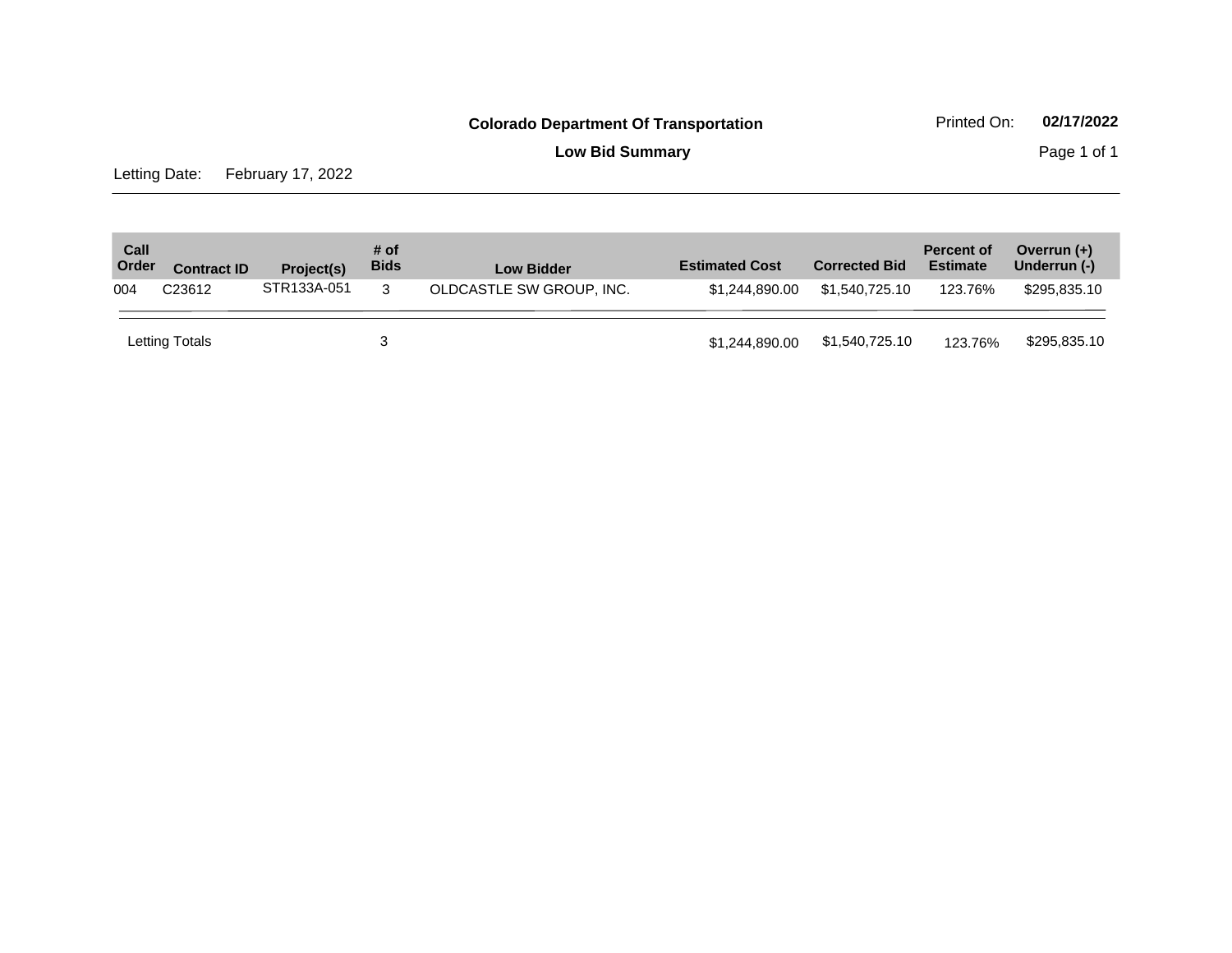**Colorado Department Of Transportation**

Printed On: **02/17/2022**

**Low Bid Summary**

Letting Date: February 17, 2022

| Call Order | Contract ID | Project(s) | # of Bids | Low Bidder | Estimated Cost | Corrected Bid | Percent of Estimate | Overrun (+) Underrun (-) |
|---|---|---|---|---|---|---|---|---|
| 004 | C23612 | STR133A-051 | 3 | OLDCASTLE SW GROUP, INC. | $1,244,890.00 | $1,540,725.10 | 123.76% | $295,835.10 |
| Letting Totals | | | 3 | | $1,244,890.00 | $1,540,725.10 | 123.76% | $295,835.10 |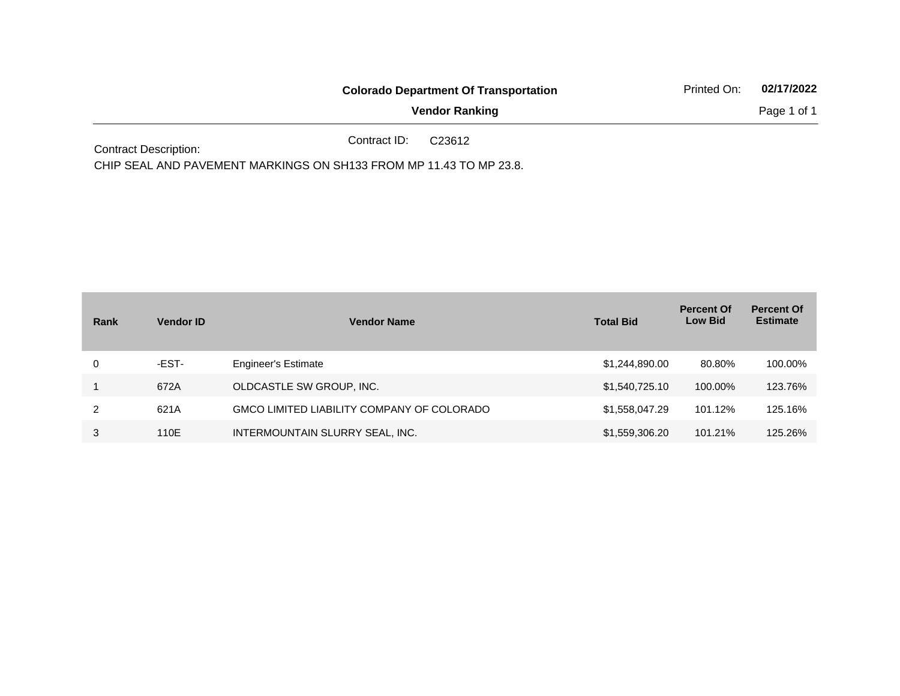**Colorado Department Of Transportation**

**Vendor Ranking**

Printed On: **02/17/2022**

Contract ID: C23612

Contract Description:

CHIP SEAL AND PAVEMENT MARKINGS ON SH133 FROM MP 11.43 TO MP 23.8.

| Rank | Vendor ID | Vendor Name | Total Bid | Percent Of Low Bid | Percent Of Estimate |
|---|---|---|---|---|---|
| 0 | -EST- | Engineer's Estimate | $1,244,890.00 | 80.80% | 100.00% |
| 1 | 672A | OLDCASTLE SW GROUP, INC. | $1,540,725.10 | 100.00% | 123.76% |
| 2 | 621A | GMCO LIMITED LIABILITY COMPANY OF COLORADO | $1,558,047.29 | 101.12% | 125.16% |
| 3 | 110E | INTERMOUNTAIN SLURRY SEAL, INC. | $1,559,306.20 | 101.21% | 125.26% |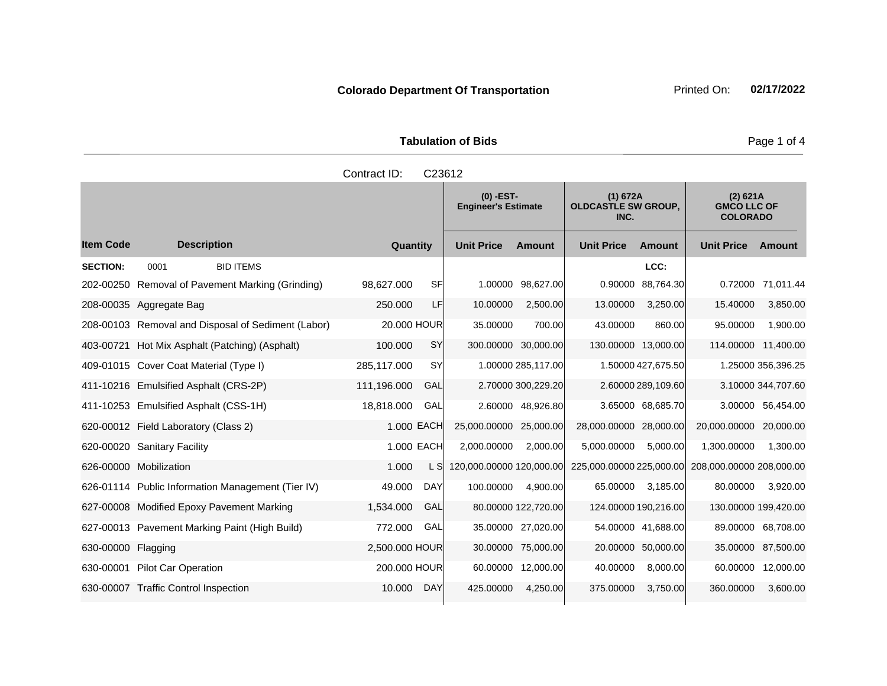**Colorado Department Of Transportation**

Printed On: **02/17/2022**

**Tabulation of Bids**

Contract ID: C23612

| Item Code | Description | Quantity | Unit | (0) -EST- Engineer's Estimate Unit Price | (0) -EST- Engineer's Estimate Amount | (1) 672A OLDCASTLE SW GROUP, INC. Unit Price | (1) 672A OLDCASTLE SW GROUP, INC. Amount | (2) 621A GMCO LLC OF COLORADO Unit Price | (2) 621A GMCO LLC OF COLORADO Amount |
|---|---|---|---|---|---|---|---|---|---|
| **SECTION:** | 0001 BID ITEMS | | | | | | LCC: | | |
| 202-00250 | Removal of Pavement Marking (Grinding) | 98,627.000 | SF | 1.00000 | 98,627.00 | 0.90000 | 88,764.30 | 0.72000 | 71,011.44 |
| 208-00035 | Aggregate Bag | 250.000 | LF | 10.00000 | 2,500.00 | 13.00000 | 3,250.00 | 15.40000 | 3,850.00 |
| 208-00103 | Removal and Disposal of Sediment (Labor) | 20.000 | HOUR | 35.00000 | 700.00 | 43.00000 | 860.00 | 95.00000 | 1,900.00 |
| 403-00721 | Hot Mix Asphalt (Patching) (Asphalt) | 100.000 | SY | 300.00000 | 30,000.00 | 130.00000 | 13,000.00 | 114.00000 | 11,400.00 |
| 409-01015 | Cover Coat Material (Type I) | 285,117.000 | SY | 1.00000 | 285,117.00 | 1.50000 | 427,675.50 | 1.25000 | 356,396.25 |
| 411-10216 | Emulsified Asphalt (CRS-2P) | 111,196.000 | GAL | 2.70000 | 300,229.20 | 2.60000 | 289,109.60 | 3.10000 | 344,707.60 |
| 411-10253 | Emulsified Asphalt (CSS-1H) | 18,818.000 | GAL | 2.60000 | 48,926.80 | 3.65000 | 68,685.70 | 3.00000 | 56,454.00 |
| 620-00012 | Field Laboratory (Class 2) | 1.000 | EACH | 25,000.00000 | 25,000.00 | 28,000.00000 | 28,000.00 | 20,000.00000 | 20,000.00 |
| 620-00020 | Sanitary Facility | 1.000 | EACH | 2,000.00000 | 2,000.00 | 5,000.00000 | 5,000.00 | 1,300.00000 | 1,300.00 |
| 626-00000 | Mobilization | 1.000 | L S | 120,000.00000 | 120,000.00 | 225,000.00000 | 225,000.00 | 208,000.00000 | 208,000.00 |
| 626-01114 | Public Information Management (Tier IV) | 49.000 | DAY | 100.00000 | 4,900.00 | 65.00000 | 3,185.00 | 80.00000 | 3,920.00 |
| 627-00008 | Modified Epoxy Pavement Marking | 1,534.000 | GAL | 80.00000 | 122,720.00 | 124.00000 | 190,216.00 | 130.00000 | 199,420.00 |
| 627-00013 | Pavement Marking Paint (High Build) | 772.000 | GAL | 35.00000 | 27,020.00 | 54.00000 | 41,688.00 | 89.00000 | 68,708.00 |
| 630-00000 | Flagging | 2,500.000 | HOUR | 30.00000 | 75,000.00 | 20.00000 | 50,000.00 | 35.00000 | 87,500.00 |
| 630-00001 | Pilot Car Operation | 200.000 | HOUR | 60.00000 | 12,000.00 | 40.00000 | 8,000.00 | 60.00000 | 12,000.00 |
| 630-00007 | Traffic Control Inspection | 10.000 | DAY | 425.00000 | 4,250.00 | 375.00000 | 3,750.00 | 360.00000 | 3,600.00 |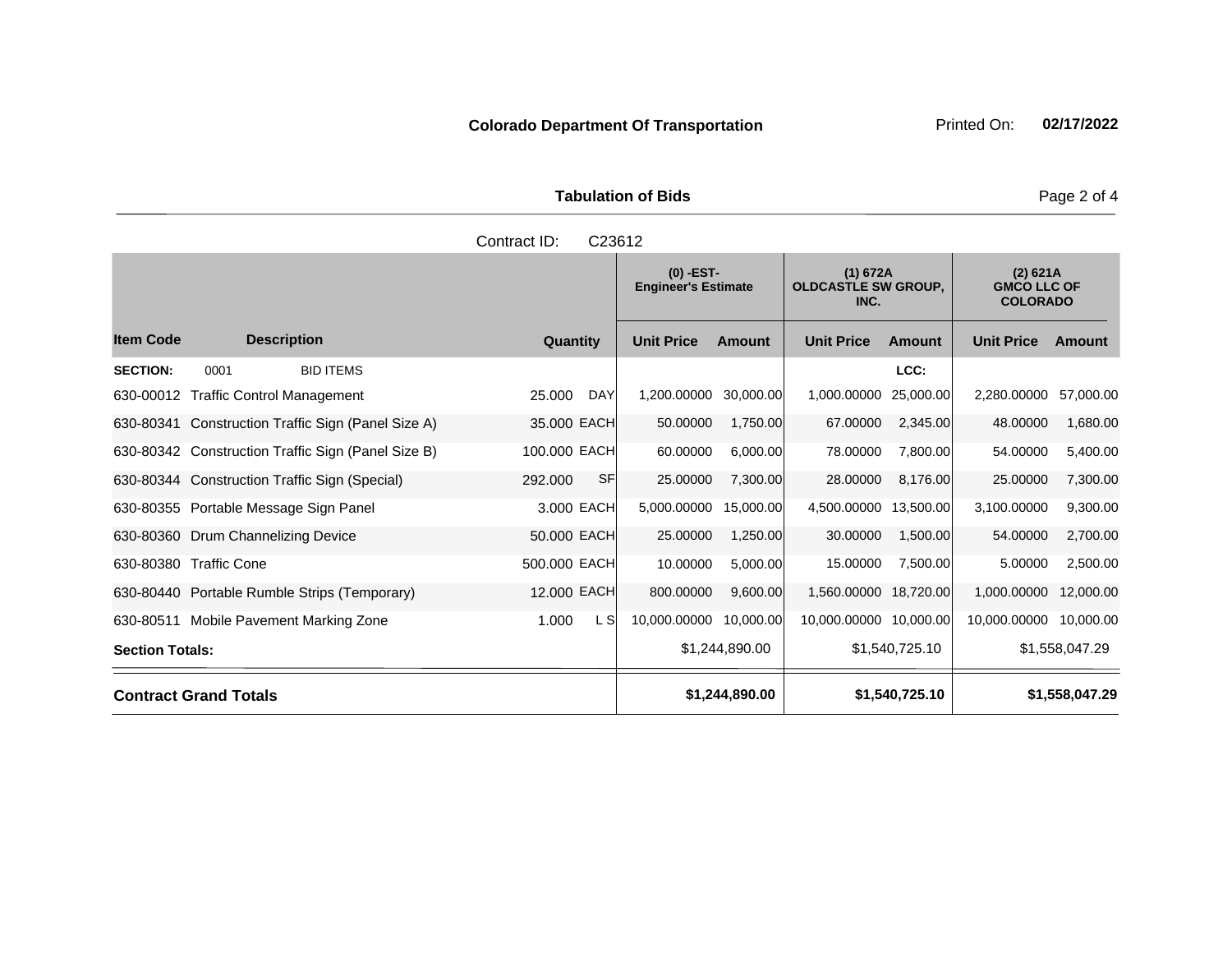**Colorado Department Of Transportation**

Printed On: **02/17/2022**

**Tabulation of Bids**

Contract ID: C23612

| | | | | (0) -EST- Engineer's Estimate | | (1) 672A OLDCASTLE SW GROUP, INC. | | (2) 621A GMCO LLC OF COLORADO | |
|---|---|---|---|---|---|---|---|---|---|
| **Item Code** | **Description** | **Quantity** | | **Unit Price** | **Amount** | **Unit Price** | **Amount** | **Unit Price** | **Amount** |
| **SECTION:** | 0001 BID ITEMS | | | | | | LCC: | | |
| 630-00012 | Traffic Control Management | 25.000 | DAY | 1,200.00000 | 30,000.00 | 1,000.00000 | 25,000.00 | 2,280.00000 | 57,000.00 |
| 630-80341 | Construction Traffic Sign (Panel Size A) | 35.000 | EACH | 50.00000 | 1,750.00 | 67.00000 | 2,345.00 | 48.00000 | 1,680.00 |
| 630-80342 | Construction Traffic Sign (Panel Size B) | 100.000 | EACH | 60.00000 | 6,000.00 | 78.00000 | 7,800.00 | 54.00000 | 5,400.00 |
| 630-80344 | Construction Traffic Sign (Special) | 292.000 | SF | 25.00000 | 7,300.00 | 28.00000 | 8,176.00 | 25.00000 | 7,300.00 |
| 630-80355 | Portable Message Sign Panel | 3.000 | EACH | 5,000.00000 | 15,000.00 | 4,500.00000 | 13,500.00 | 3,100.00000 | 9,300.00 |
| 630-80360 | Drum Channelizing Device | 50.000 | EACH | 25.00000 | 1,250.00 | 30.00000 | 1,500.00 | 54.00000 | 2,700.00 |
| 630-80380 | Traffic Cone | 500.000 | EACH | 10.00000 | 5,000.00 | 15.00000 | 7,500.00 | 5.00000 | 2,500.00 |
| 630-80440 | Portable Rumble Strips (Temporary) | 12.000 | EACH | 800.00000 | 9,600.00 | 1,560.00000 | 18,720.00 | 1,000.00000 | 12,000.00 |
| 630-80511 | Mobile Pavement Marking Zone | 1.000 | L S | 10,000.00000 | 10,000.00 | 10,000.00000 | 10,000.00 | 10,000.00000 | 10,000.00 |
| **Section Totals:** | | | | | $1,244,890.00 | | $1,540,725.10 | | $1,558,047.29 |
| **Contract Grand Totals** | | | | | **$1,244,890.00** | | **$1,540,725.10** | | **$1,558,047.29** |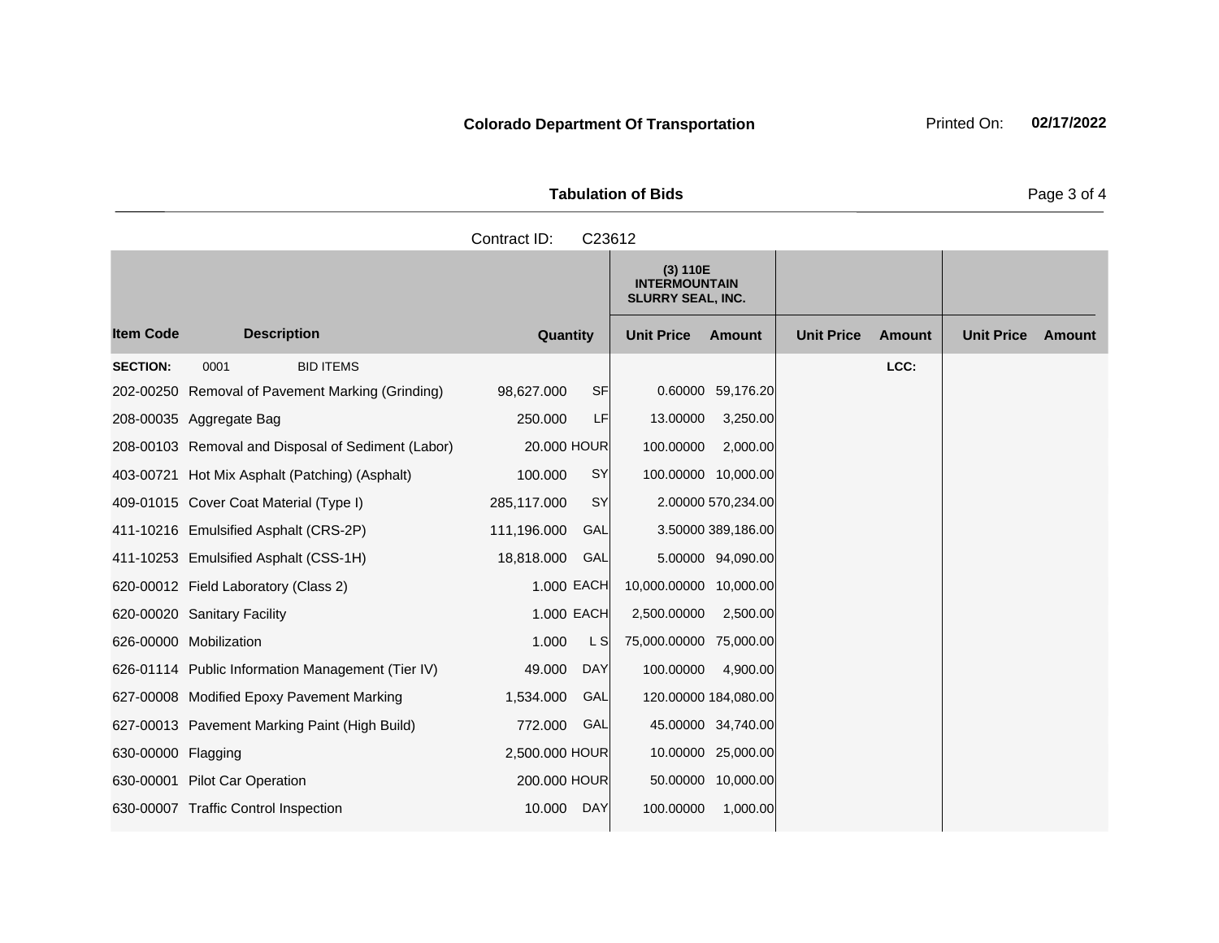**Colorado Department Of Transportation**

Printed On: **02/17/2022**

**Tabulation of Bids**

Contract ID: C23612

| Item Code | Description | Quantity | | (3) 110E INTERMOUNTAIN SLURRY SEAL, INC. Unit Price | Amount | Unit Price | Amount | Unit Price | Amount |
|---|---|---|---|---|---|---|---|---|---|
| **SECTION:** | 0001 BID ITEMS | | | | | | LCC: | | |
| 202-00250 | Removal of Pavement Marking (Grinding) | 98,627.000 | SF | 0.60000 | 59,176.20 | | | | |
| 208-00035 | Aggregate Bag | 250.000 | LF | 13.00000 | 3,250.00 | | | | |
| 208-00103 | Removal and Disposal of Sediment (Labor) | 20.000 | HOUR | 100.00000 | 2,000.00 | | | | |
| 403-00721 | Hot Mix Asphalt (Patching) (Asphalt) | 100.000 | SY | 100.00000 | 10,000.00 | | | | |
| 409-01015 | Cover Coat Material (Type I) | 285,117.000 | SY | 2.00000 | 570,234.00 | | | | |
| 411-10216 | Emulsified Asphalt (CRS-2P) | 111,196.000 | GAL | 3.50000 | 389,186.00 | | | | |
| 411-10253 | Emulsified Asphalt (CSS-1H) | 18,818.000 | GAL | 5.00000 | 94,090.00 | | | | |
| 620-00012 | Field Laboratory (Class 2) | 1.000 | EACH | 10,000.00000 | 10,000.00 | | | | |
| 620-00020 | Sanitary Facility | 1.000 | EACH | 2,500.00000 | 2,500.00 | | | | |
| 626-00000 | Mobilization | 1.000 | L S | 75,000.00000 | 75,000.00 | | | | |
| 626-01114 | Public Information Management (Tier IV) | 49.000 | DAY | 100.00000 | 4,900.00 | | | | |
| 627-00008 | Modified Epoxy Pavement Marking | 1,534.000 | GAL | 120.00000 | 184,080.00 | | | | |
| 627-00013 | Pavement Marking Paint (High Build) | 772.000 | GAL | 45.00000 | 34,740.00 | | | | |
| 630-00000 | Flagging | 2,500.000 | HOUR | 10.00000 | 25,000.00 | | | | |
| 630-00001 | Pilot Car Operation | 200.000 | HOUR | 50.00000 | 10,000.00 | | | | |
| 630-00007 | Traffic Control Inspection | 10.000 | DAY | 100.00000 | 1,000.00 | | | | |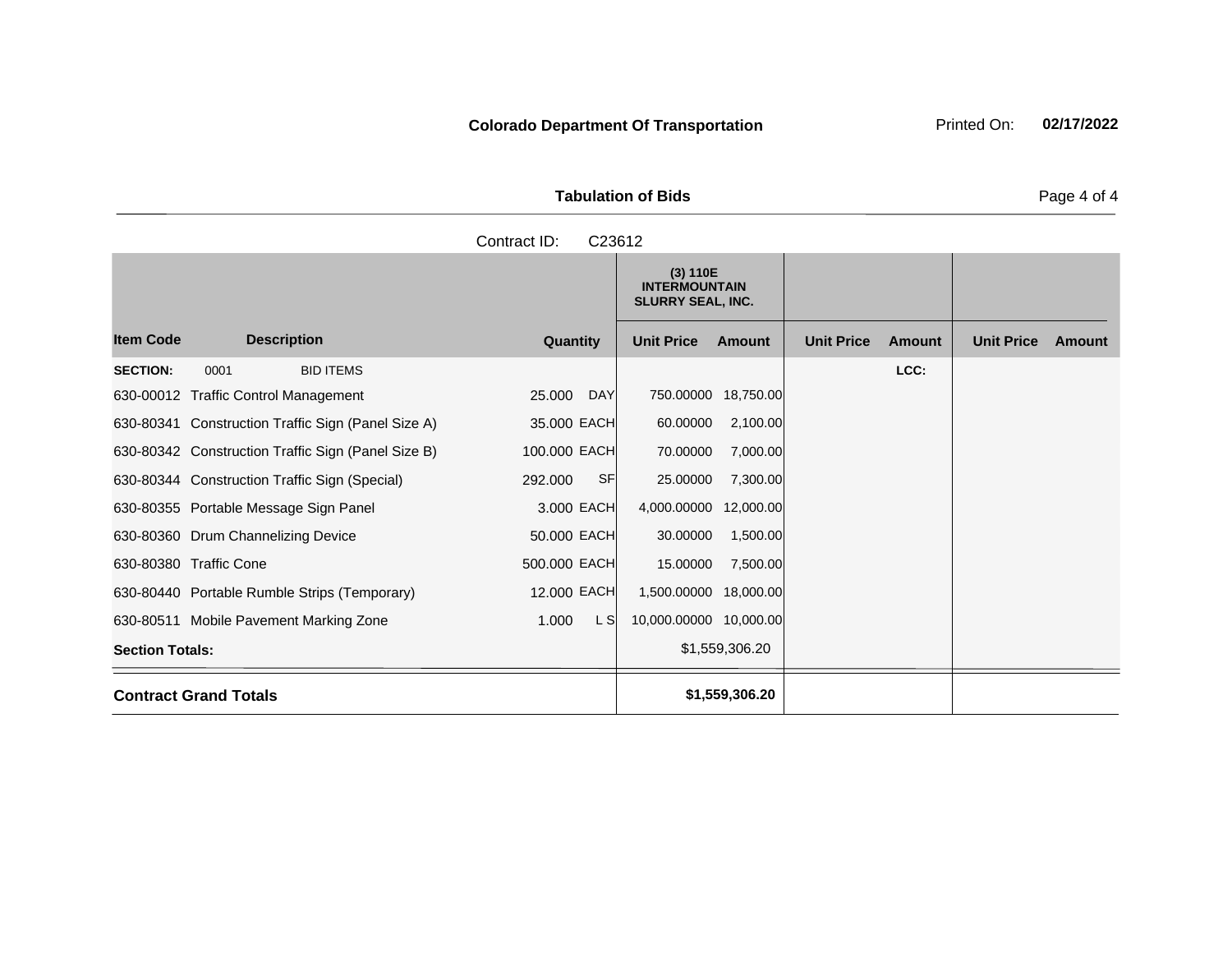**Colorado Department Of Transportation** Printed On: **02/17/2022**

## Tabulation of Bids

Contract ID: C23612

| | | | | (3) 110E INTERMOUNTAIN SLURRY SEAL, INC. | | | | | |
|---|---|---|---|---|---|---|---|---|---|
| **Item Code** | **Description** | **Quantity** | | **Unit Price** | **Amount** | **Unit Price** | **Amount** | **Unit Price** | **Amount** |
| **SECTION:** | 0001 BID ITEMS | | | | | | LCC: | | |
| 630-00012 | Traffic Control Management | 25.000 | DAY | 750.00000 | 18,750.00 | | | | |
| 630-80341 | Construction Traffic Sign (Panel Size A) | 35.000 | EACH | 60.00000 | 2,100.00 | | | | |
| 630-80342 | Construction Traffic Sign (Panel Size B) | 100.000 | EACH | 70.00000 | 7,000.00 | | | | |
| 630-80344 | Construction Traffic Sign (Special) | 292.000 | SF | 25.00000 | 7,300.00 | | | | |
| 630-80355 | Portable Message Sign Panel | 3.000 | EACH | 4,000.00000 | 12,000.00 | | | | |
| 630-80360 | Drum Channelizing Device | 50.000 | EACH | 30.00000 | 1,500.00 | | | | |
| 630-80380 | Traffic Cone | 500.000 | EACH | 15.00000 | 7,500.00 | | | | |
| 630-80440 | Portable Rumble Strips (Temporary) | 12.000 | EACH | 1,500.00000 | 18,000.00 | | | | |
| 630-80511 | Mobile Pavement Marking Zone | 1.000 | L S | 10,000.00000 | 10,000.00 | | | | |
| **Section Totals:** | | | | | $1,559,306.20 | | | | |
| **Contract Grand Totals** | | | | | **$1,559,306.20** | | | | |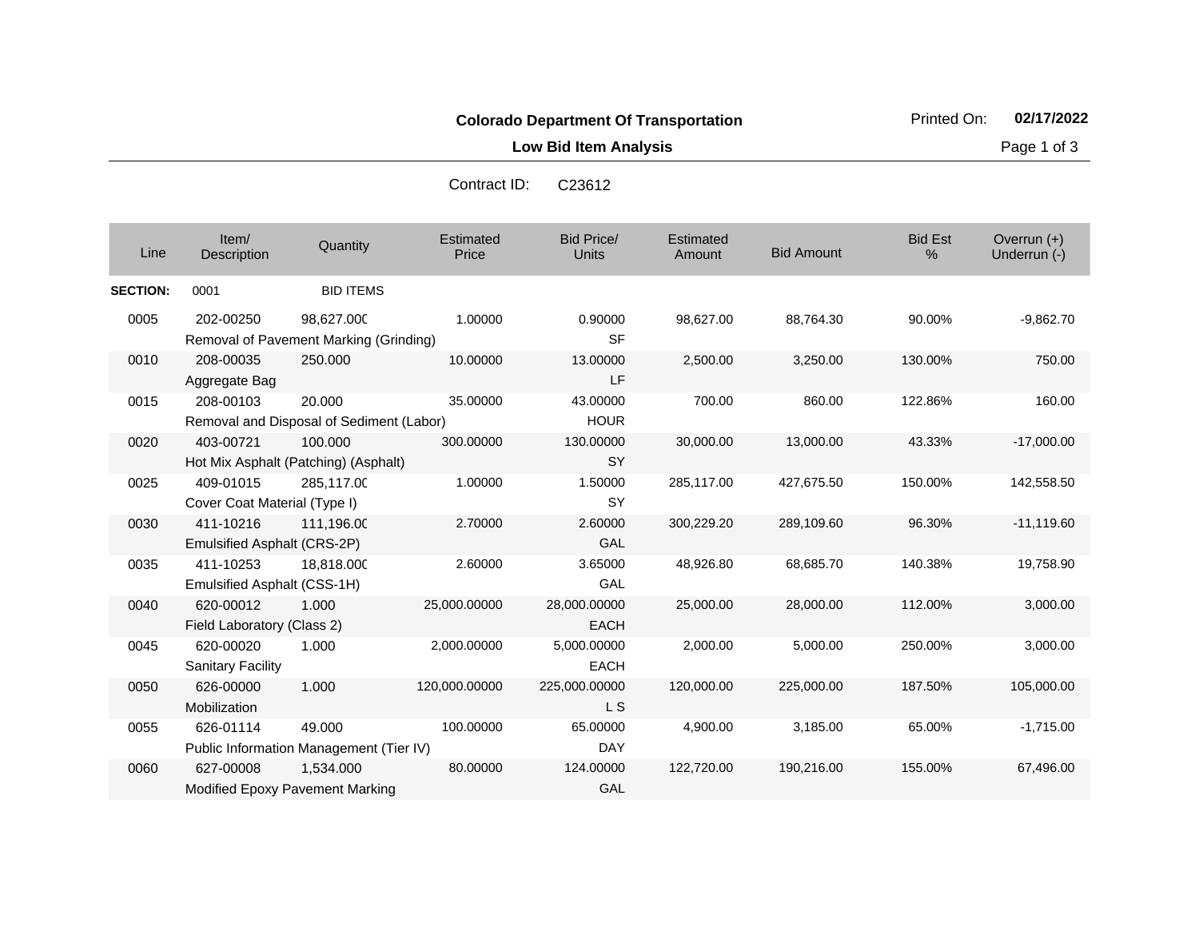**Colorado Department Of Transportation**

**Low Bid Item Analysis**

Printed On: **02/17/2022**

Contract ID: C23612

| Line | Item/ Description | Quantity | Estimated Price | Bid Price/ Units | Estimated Amount | Bid Amount | Bid Est % | Overrun (+) Underrun (-) |
|---|---|---|---|---|---|---|---|---|
| **SECTION:** | 0001 | BID ITEMS | | | | | | |
| 0005 | 202-00250 Removal of Pavement Marking (Grinding) | 98,627.000 | 1.00000 | 0.90000 SF | 98,627.00 | 88,764.30 | 90.00% | -9,862.70 |
| 0010 | 208-00035 Aggregate Bag | 250.000 | 10.00000 | 13.00000 LF | 2,500.00 | 3,250.00 | 130.00% | 750.00 |
| 0015 | 208-00103 Removal and Disposal of Sediment (Labor) | 20.000 | 35.00000 | 43.00000 HOUR | 700.00 | 860.00 | 122.86% | 160.00 |
| 0020 | 403-00721 Hot Mix Asphalt (Patching) (Asphalt) | 100.000 | 300.00000 | 130.00000 SY | 30,000.00 | 13,000.00 | 43.33% | -17,000.00 |
| 0025 | 409-01015 Cover Coat Material (Type I) | 285,117.000 | 1.00000 | 1.50000 SY | 285,117.00 | 427,675.50 | 150.00% | 142,558.50 |
| 0030 | 411-10216 Emulsified Asphalt (CRS-2P) | 111,196.000 | 2.70000 | 2.60000 GAL | 300,229.20 | 289,109.60 | 96.30% | -11,119.60 |
| 0035 | 411-10253 Emulsified Asphalt (CSS-1H) | 18,818.000 | 2.60000 | 3.65000 GAL | 48,926.80 | 68,685.70 | 140.38% | 19,758.90 |
| 0040 | 620-00012 Field Laboratory (Class 2) | 1.000 | 25,000.00000 | 28,000.00000 EACH | 25,000.00 | 28,000.00 | 112.00% | 3,000.00 |
| 0045 | 620-00020 Sanitary Facility | 1.000 | 2,000.00000 | 5,000.00000 EACH | 2,000.00 | 5,000.00 | 250.00% | 3,000.00 |
| 0050 | 626-00000 Mobilization | 1.000 | 120,000.00000 | 225,000.00000 L S | 120,000.00 | 225,000.00 | 187.50% | 105,000.00 |
| 0055 | 626-01114 Public Information Management (Tier IV) | 49.000 | 100.00000 | 65.00000 DAY | 4,900.00 | 3,185.00 | 65.00% | -1,715.00 |
| 0060 | 627-00008 Modified Epoxy Pavement Marking | 1,534.000 | 80.00000 | 124.00000 GAL | 122,720.00 | 190,216.00 | 155.00% | 67,496.00 |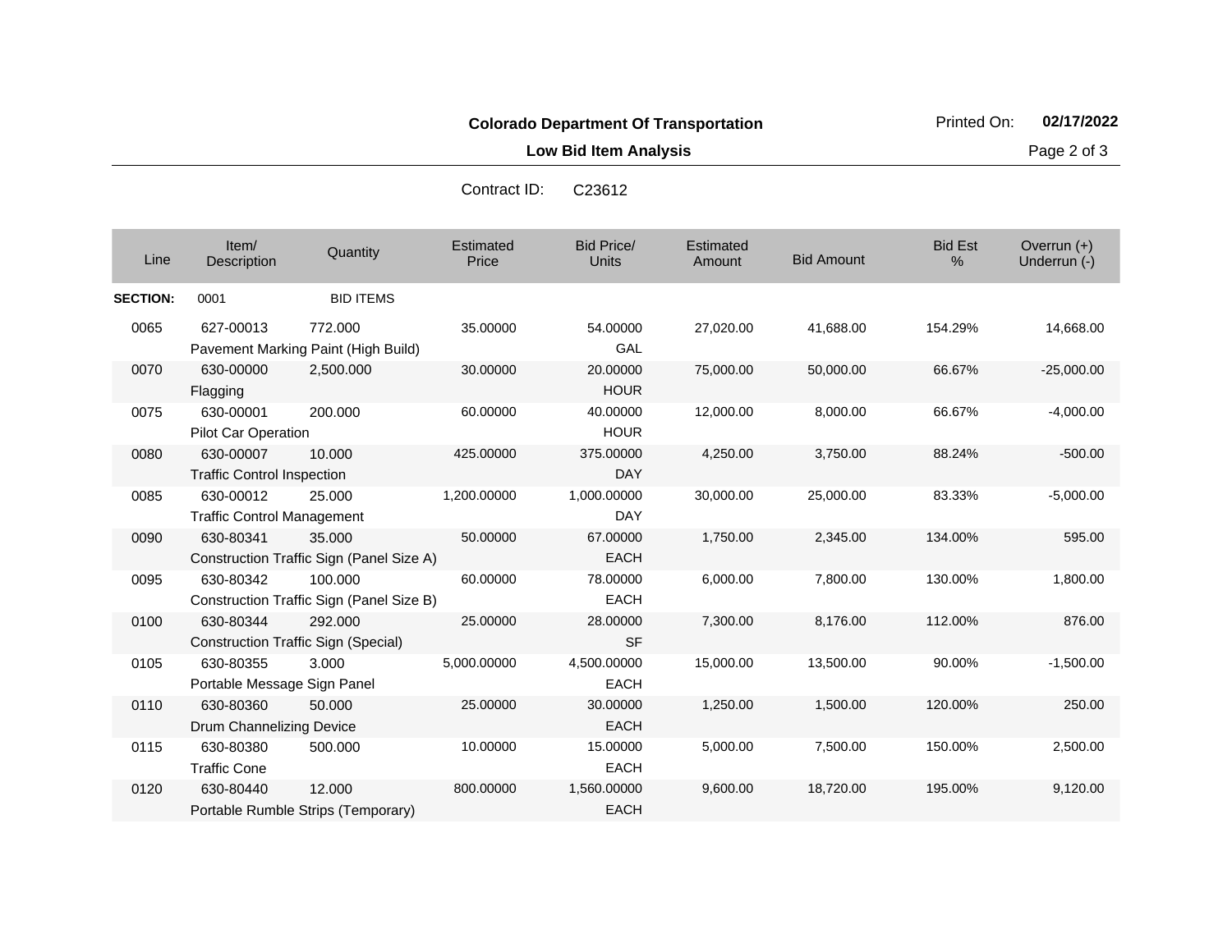**Colorado Department Of Transportation**

**Low Bid Item Analysis**

Printed On: **02/17/2022**

Contract ID: C23612

| Line | Item/ Description | Quantity | Estimated Price | Bid Price/ Units | Estimated Amount | Bid Amount | Bid Est % | Overrun (+) Underrun (-) |
|---|---|---|---|---|---|---|---|---|
| **SECTION:** | 0001 | BID ITEMS | | | | | | |
| 0065 | 627-00013 Pavement Marking Paint (High Build) | 772.000 | 35.00000 | 54.00000 GAL | 27,020.00 | 41,688.00 | 154.29% | 14,668.00 |
| 0070 | 630-00000 Flagging | 2,500.000 | 30.00000 | 20.00000 HOUR | 75,000.00 | 50,000.00 | 66.67% | -25,000.00 |
| 0075 | 630-00001 Pilot Car Operation | 200.000 | 60.00000 | 40.00000 HOUR | 12,000.00 | 8,000.00 | 66.67% | -4,000.00 |
| 0080 | 630-00007 Traffic Control Inspection | 10.000 | 425.00000 | 375.00000 DAY | 4,250.00 | 3,750.00 | 88.24% | -500.00 |
| 0085 | 630-00012 Traffic Control Management | 25.000 | 1,200.00000 | 1,000.00000 DAY | 30,000.00 | 25,000.00 | 83.33% | -5,000.00 |
| 0090 | 630-80341 Construction Traffic Sign (Panel Size A) | 35.000 | 50.00000 | 67.00000 EACH | 1,750.00 | 2,345.00 | 134.00% | 595.00 |
| 0095 | 630-80342 Construction Traffic Sign (Panel Size B) | 100.000 | 60.00000 | 78.00000 EACH | 6,000.00 | 7,800.00 | 130.00% | 1,800.00 |
| 0100 | 630-80344 Construction Traffic Sign (Special) | 292.000 | 25.00000 | 28.00000 SF | 7,300.00 | 8,176.00 | 112.00% | 876.00 |
| 0105 | 630-80355 Portable Message Sign Panel | 3.000 | 5,000.00000 | 4,500.00000 EACH | 15,000.00 | 13,500.00 | 90.00% | -1,500.00 |
| 0110 | 630-80360 Drum Channelizing Device | 50.000 | 25.00000 | 30.00000 EACH | 1,250.00 | 1,500.00 | 120.00% | 250.00 |
| 0115 | 630-80380 Traffic Cone | 500.000 | 10.00000 | 15.00000 EACH | 5,000.00 | 7,500.00 | 150.00% | 2,500.00 |
| 0120 | 630-80440 Portable Rumble Strips (Temporary) | 12.000 | 800.00000 | 1,560.00000 EACH | 9,600.00 | 18,720.00 | 195.00% | 9,120.00 |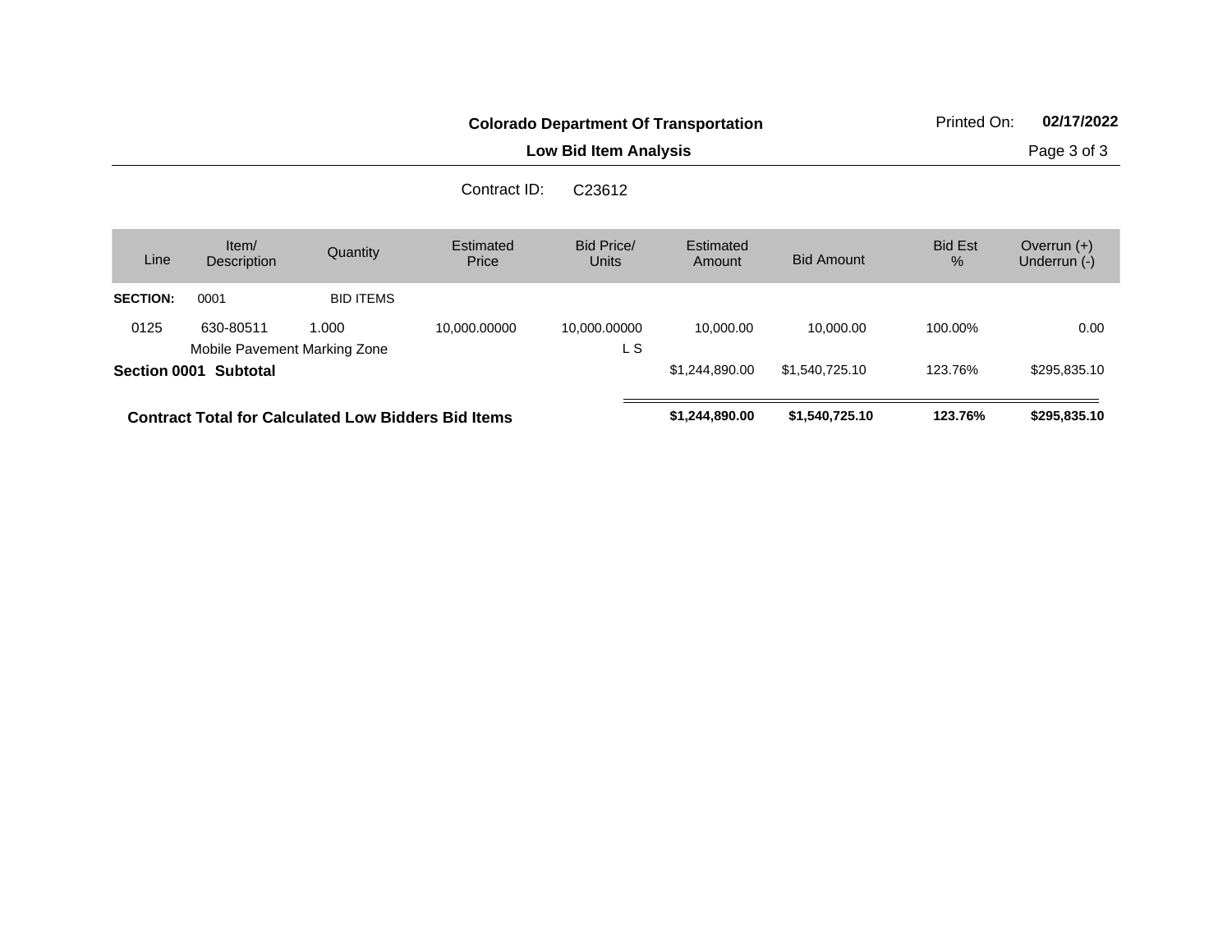**Colorado Department Of Transportation**

**Low Bid Item Analysis**

Printed On: **02/17/2022**

Contract ID: C23612

| Line | Item/ Description | Quantity | Estimated Price | Bid Price/ Units | Estimated Amount | Bid Amount | Bid Est % | Overrun (+) Underrun (-) |
|---|---|---|---|---|---|---|---|---|
| **SECTION:** | 0001 | BID ITEMS | | | | | | |
| 0125 | 630-80511 | 1.000 | 10,000.00000 | 10,000.00000 | 10,000.00 | 10,000.00 | 100.00% | 0.00 |
| | Mobile Pavement Marking Zone | | | L S | | | | |
| **Section 0001 Subtotal** | | | | | $1,244,890.00 | $1,540,725.10 | 123.76% | $295,835.10 |
| **Contract Total for Calculated Low Bidders Bid Items** | | | | | **$1,244,890.00** | **$1,540,725.10** | **123.76%** | **$295,835.10** |